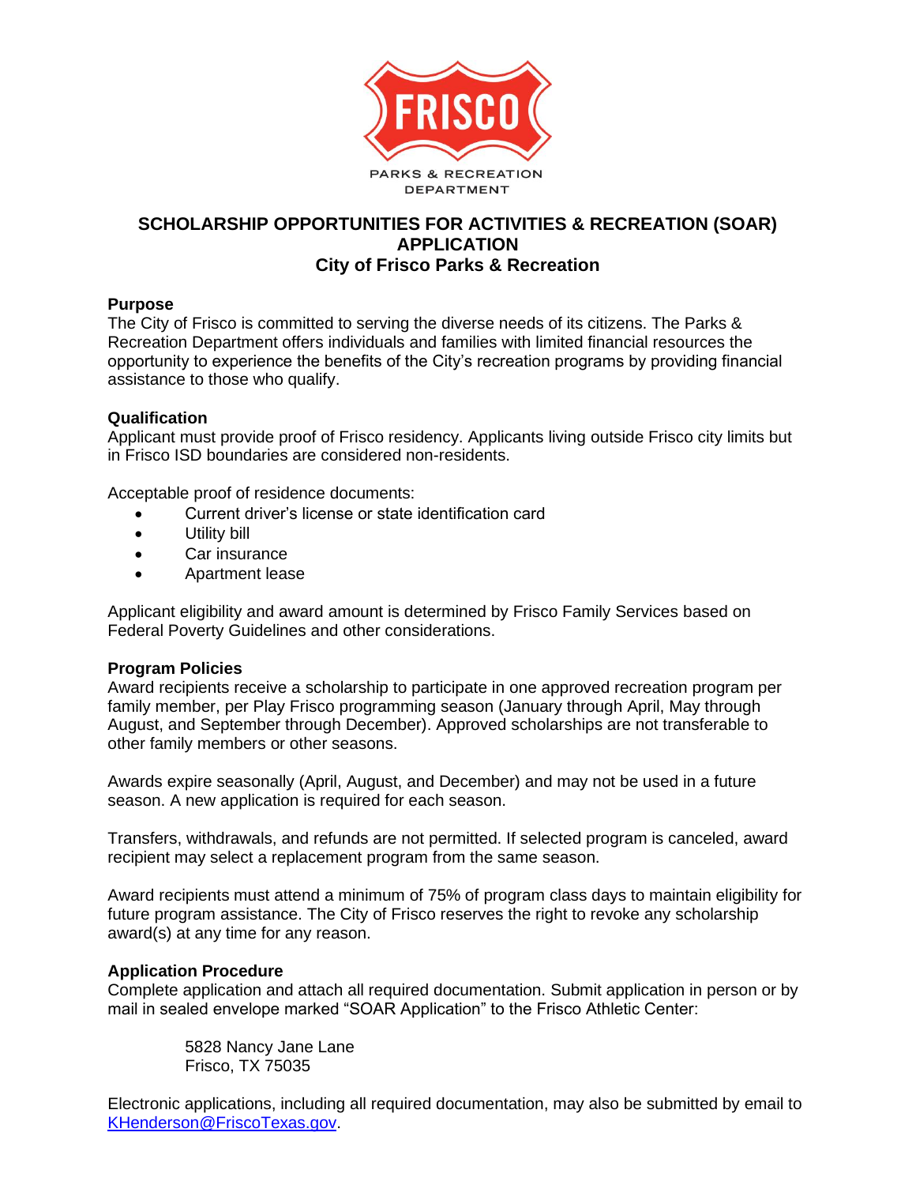FRISCO

PARKS & RECREATION DEPARTMENT

# SCHOLARSHIP OPPORTUNITIES FOR ACTIVITIES & RECREATION (SOAR) APPLICATION

## City of Frisco Parks & Recreation

**Purpose**

The City of Frisco is committed to serving the diverse needs of its citizens. The Parks & Recreation Department offers individuals and families with limited financial resources the opportunity to experience the benefits of the City's recreation programs by providing financial assistance to those who qualify.

**Qualification**

Applicant must provide proof of Frisco residency. Applicants living outside Frisco city limits but in Frisco ISD boundaries are considered non-residents.

Acceptable proof of residence documents:

- Current driver's license or state identification card
- Utility bill
- Car insurance
- Apartment lease

Applicant eligibility and award amount is determined by Frisco Family Services based on Federal Poverty Guidelines and other considerations.

**Program Policies**

Award recipients receive a scholarship to participate in one approved recreation program per family member, per Play Frisco programming season (January through April, May through August, and September through December). Approved scholarships are not transferable to other family members or other seasons.

Awards expire seasonally (April, August, and December) and may not be used in a future season. A new application is required for each season.

Transfers, withdrawals, and refunds are not permitted. If selected program is canceled, award recipient may select a replacement program from the same season.

Award recipients must attend a minimum of 75% of program class days to maintain eligibility for future program assistance. The City of Frisco reserves the right to revoke any scholarship award(s) at any time for any reason.

**Application Procedure**

Complete application and attach all required documentation. Submit application in person or by mail in sealed envelope marked "SOAR Application" to the Frisco Athletic Center:

5828 Nancy Jane Lane
Frisco, TX 75035

Electronic applications, including all required documentation, may also be submitted by email to KHenderson@FriscoTexas.gov.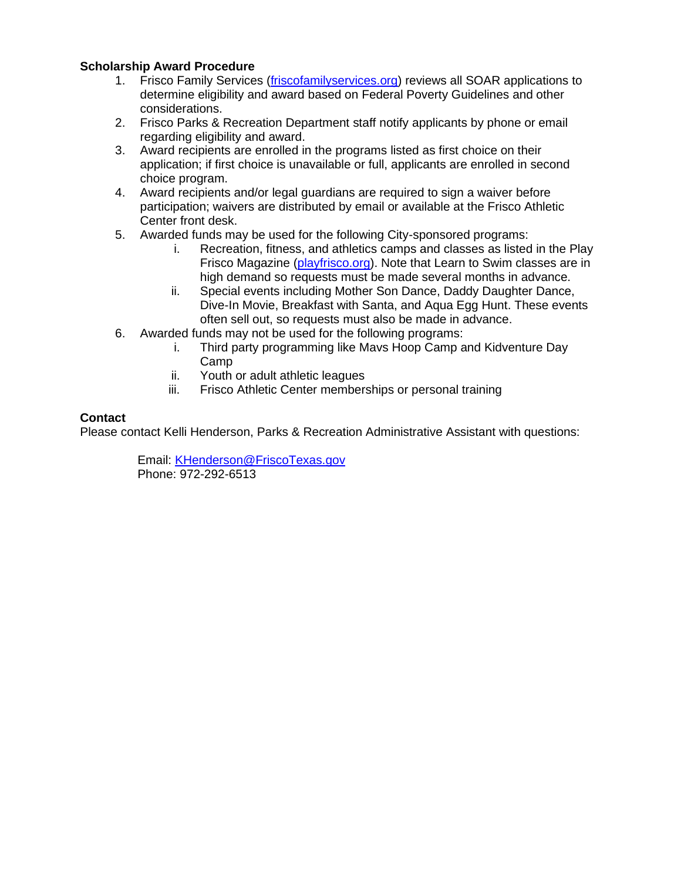**Scholarship Award Procedure**

1. Frisco Family Services (friscofamilyservices.org) reviews all SOAR applications to determine eligibility and award based on Federal Poverty Guidelines and other considerations.
2. Frisco Parks & Recreation Department staff notify applicants by phone or email regarding eligibility and award.
3. Award recipients are enrolled in the programs listed as first choice on their application; if first choice is unavailable or full, applicants are enrolled in second choice program.
4. Award recipients and/or legal guardians are required to sign a waiver before participation; waivers are distributed by email or available at the Frisco Athletic Center front desk.
5. Awarded funds may be used for the following City-sponsored programs:
   i. Recreation, fitness, and athletics camps and classes as listed in the Play Frisco Magazine (playfrisco.org). Note that Learn to Swim classes are in high demand so requests must be made several months in advance.
   ii. Special events including Mother Son Dance, Daddy Daughter Dance, Dive-In Movie, Breakfast with Santa, and Aqua Egg Hunt. These events often sell out, so requests must also be made in advance.
6. Awarded funds may not be used for the following programs:
   i. Third party programming like Mavs Hoop Camp and Kidventure Day Camp
   ii. Youth or adult athletic leagues
   iii. Frisco Athletic Center memberships or personal training

**Contact**

Please contact Kelli Henderson, Parks & Recreation Administrative Assistant with questions:

Email: KHenderson@FriscoTexas.gov
Phone: 972-292-6513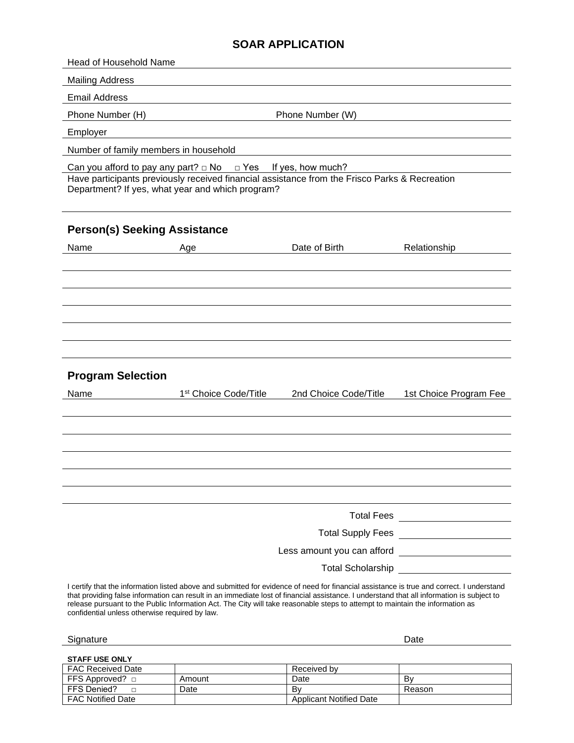# SOAR APPLICATION

Head of Household Name

Mailing Address

Email Address

Phone Number (H) Phone Number (W)

Employer

Number of family members in household

Can you afford to pay any part? □ No □ Yes If yes, how much?

Have participants previously received financial assistance from the Frisco Parks & Recreation Department? If yes, what year and which program?

## Person(s) Seeking Assistance

| Name | Age | Date of Birth | Relationship |
|---|---|---|---|
| | | | |
| | | | |
| | | | |
| | | | |
| | | | |
| | | | |

## Program Selection

| Name | 1st Choice Code/Title | 2nd Choice Code/Title | 1st Choice Program Fee |
|---|---|---|---|
| | | | |
| | | | |
| | | | |
| | | | |
| | | | |
| | | | |

Total Fees

Total Supply Fees

Less amount you can afford

Total Scholarship

I certify that the information listed above and submitted for evidence of need for financial assistance is true and correct. I understand that providing false information can result in an immediate lost of financial assistance. I understand that all information is subject to release pursuant to the Public Information Act. The City will take reasonable steps to attempt to maintain the information as confidential unless otherwise required by law.

Signature Date

**STAFF USE ONLY**

| FAC Received Date | | Received by | |
|---|---|---|---|
| FFS Approved? □ | Amount | Date | By |
| FFS Denied? □ | Date | By | Reason |
| FAC Notified Date | | Applicant Notified Date | |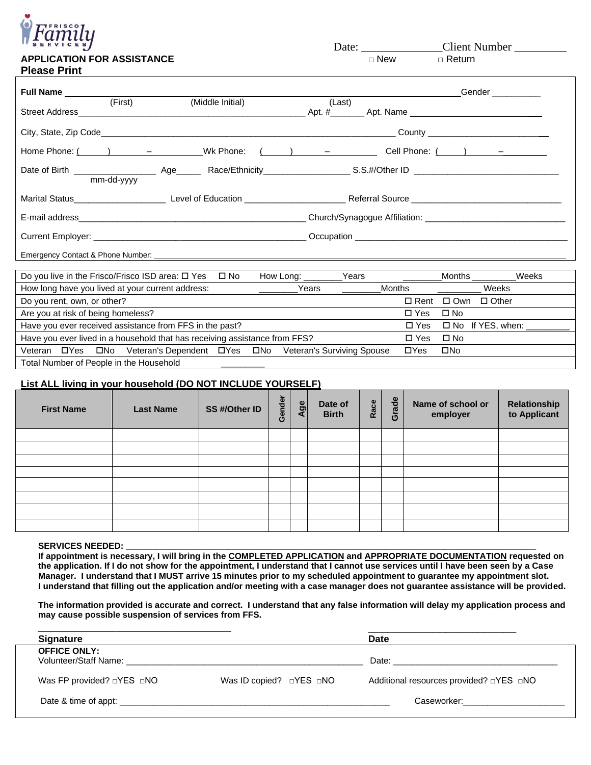Frisco Family Services

Date: _______________ Client Number __________

□ New □ Return

## APPLICATION FOR ASSISTANCE

**Please Print**

**Full Name** ________________________________________________________________ Gender __________
(First) (Middle Initial) (Last)

Street Address______________________________________________ Apt. #_______ Apt. Name ____________________________

City, State, Zip Code______________________________________________________________ County ________________________

Home Phone: ( ) – Wk Phone: ( ) – Cell Phone: ( ) –

Date of Birth ________________ Age_____ Race/Ethnicity_________________ S.S.#/Other ID ______________________________
mm-dd-yyyy

Marital Status__________________ Level of Education ____________________ Referral Source ______________________________

E-mail address______________________________________________ Church/Synagogue Affiliation: _____________________________

Current Employer: ____________________________________________ Occupation ____________________________________________

Emergency Contact & Phone Number: _______________________________________________________________________________

| | | |
|---|---|---|
| Do you live in the Frisco/Frisco ISD area: ☐ Yes ☐ No | How Long: ________Years | ________Months ________Weeks |
| How long have you lived at your current address: | ________Years ________Months | ________ Weeks |
| Do you rent, own, or other? | | ☐ Rent ☐ Own ☐ Other |
| Are you at risk of being homeless? | | ☐ Yes ☐ No |
| Have you ever received assistance from FFS in the past? | | ☐ Yes ☐ No If YES, when: _________ |
| Have you ever lived in a household that has receiving assistance from FFS? | | ☐ Yes ☐ No |
| Veteran ☐Yes ☐No Veteran's Dependent ☐Yes ☐No | Veteran's Surviving Spouse | ☐Yes ☐No |
| Total Number of People in the Household _________ | | |

**List ALL living in your household (DO NOT INCLUDE YOURSELF)**

| First Name | Last Name | SS #/Other ID | Gender | Age | Date of Birth | Race | Grade | Name of school or employer | Relationship to Applicant |
|---|---|---|---|---|---|---|---|---|---|
| | | | | | | | | | |
| | | | | | | | | | |
| | | | | | | | | | |
| | | | | | | | | | |
| | | | | | | | | | |
| | | | | | | | | | |
| | | | | | | | | | |
| | | | | | | | | | |

**SERVICES NEEDED:** ______________________________________________________________________________

**If appointment is necessary, I will bring in the COMPLETED APPLICATION and APPROPRIATE DOCUMENTATION requested on the application. If I do not show for the appointment, I understand that I cannot use services until I have been seen by a Case Manager. I understand that I MUST arrive 15 minutes prior to my scheduled appointment to guarantee my appointment slot. I understand that filling out the application and/or meeting with a case manager does not guarantee assistance will be provided.**

**The information provided is accurate and correct. I understand that any false information will delay my application process and may cause possible suspension of services from FFS.**

______________________________________ ______________________________

**Signature** **Date**

**OFFICE ONLY:**

Volunteer/Staff Name: ______________________________________________ Date: __________________________________

Was FP provided? □YES □NO Was ID copied? □YES □NO Additional resources provided? □YES □NO

Date & time of appt: ________________________________________________________ Caseworker:_____________________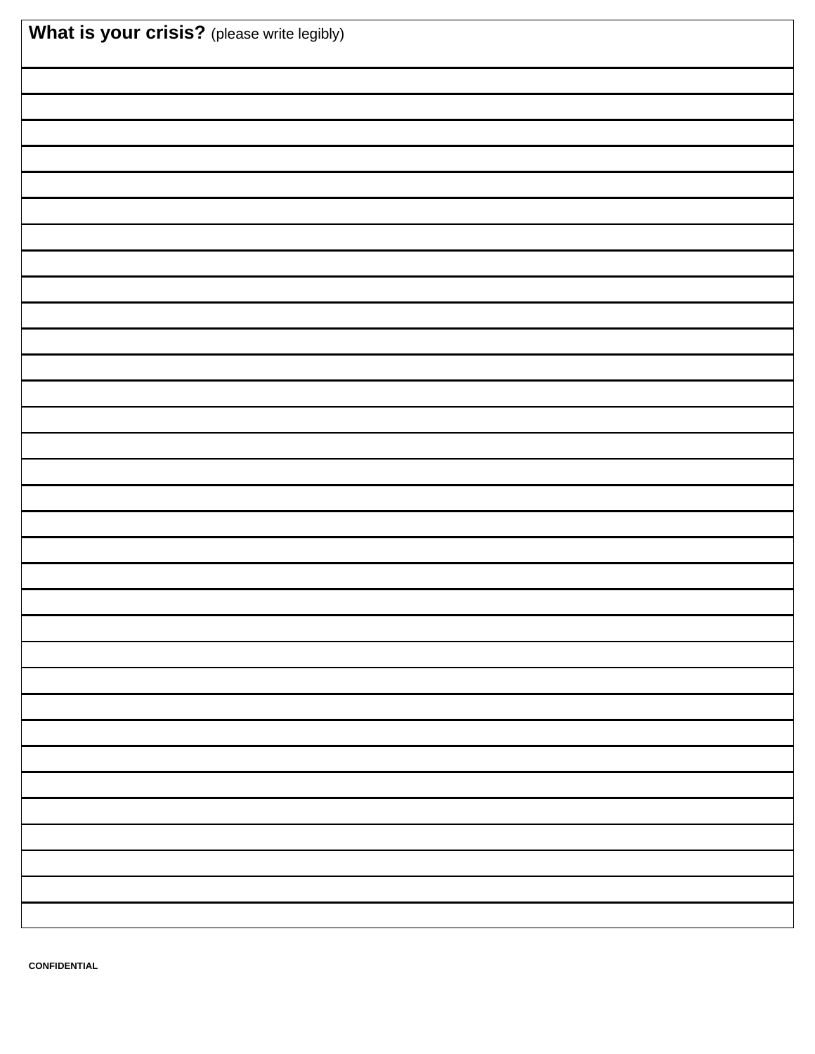**What is your crisis?** (please write legibly)

CONFIDENTIAL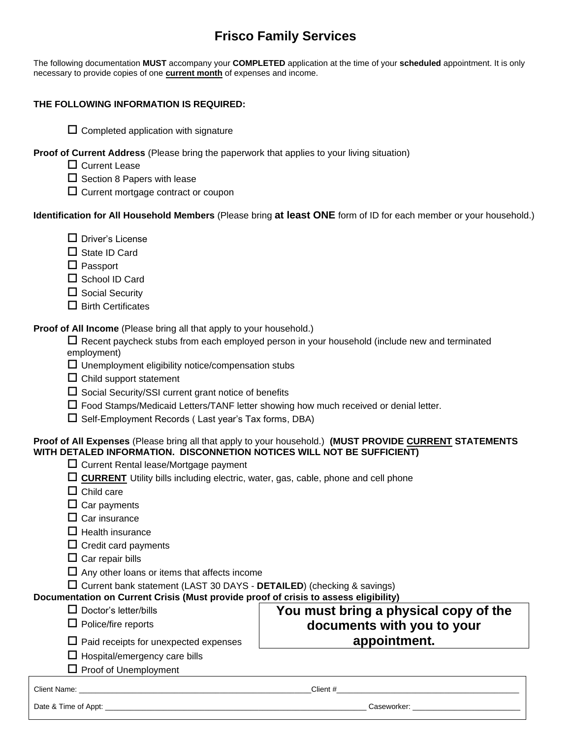# Frisco Family Services

The following documentation **MUST** accompany your **COMPLETED** application at the time of your **scheduled** appointment. It is only necessary to provide copies of one **current month** of expenses and income.

**THE FOLLOWING INFORMATION IS REQUIRED:**

- ☐ Completed application with signature

**Proof of Current Address** (Please bring the paperwork that applies to your living situation)

- ☐ Current Lease
- ☐ Section 8 Papers with lease
- ☐ Current mortgage contract or coupon

**Identification for All Household Members** (Please bring **at least ONE** form of ID for each member or your household.)

- ☐ Driver's License
- ☐ State ID Card
- ☐ Passport
- ☐ School ID Card
- ☐ Social Security
- ☐ Birth Certificates

**Proof of All Income** (Please bring all that apply to your household.)

- ☐ Recent paycheck stubs from each employed person in your household (include new and terminated employment)
- ☐ Unemployment eligibility notice/compensation stubs
- ☐ Child support statement
- ☐ Social Security/SSI current grant notice of benefits
- ☐ Food Stamps/Medicaid Letters/TANF letter showing how much received or denial letter.
- ☐ Self-Employment Records ( Last year's Tax forms, DBA)

**Proof of All Expenses** (Please bring all that apply to your household.) **(MUST PROVIDE CURRENT STATEMENTS WITH DETALED INFORMATION. DISCONNETION NOTICES WILL NOT BE SUFFICIENT)**

- ☐ Current Rental lease/Mortgage payment
- ☐ **CURRENT** Utility bills including electric, water, gas, cable, phone and cell phone
- ☐ Child care
- ☐ Car payments
- ☐ Car insurance
- ☐ Health insurance
- ☐ Credit card payments
- ☐ Car repair bills
- ☐ Any other loans or items that affects income
- ☐ Current bank statement (LAST 30 DAYS - **DETAILED**) (checking & savings)

**Documentation on Current Crisis (Must provide proof of crisis to assess eligibility)**

- ☐ Doctor's letter/bills
- ☐ Police/fire reports
- ☐ Paid receipts for unexpected expenses
- ☐ Hospital/emergency care bills
- ☐ Proof of Unemployment

**You must bring a physical copy of the documents with you to your appointment.**

Client Name: ______________________________ Client #______________________________

Date & Time of Appt: ______________________________ Caseworker: ______________________________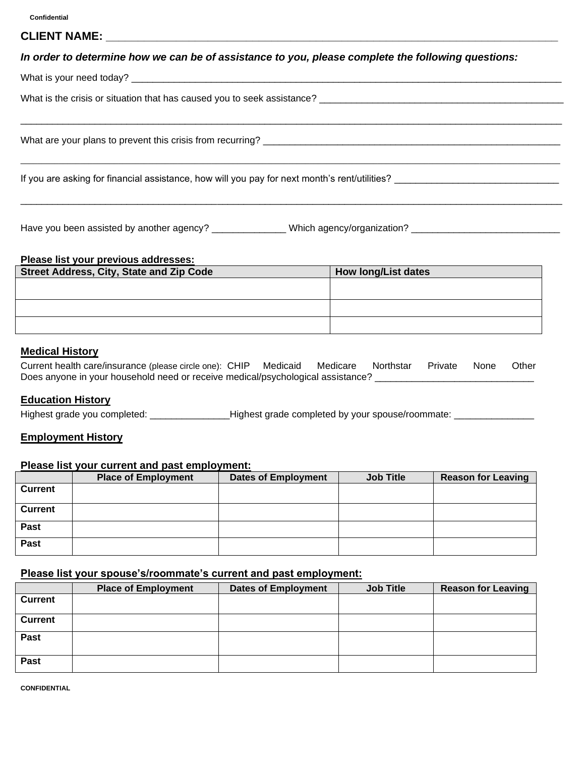Confidential

**CLIENT NAME:** ___________________________________________________________________________

***In order to determine how we can be of assistance to you, please complete the following questions:***

What is your need today? ___________________________________________________________________________

What is the crisis or situation that has caused you to seek assistance? ______________________________________________

___________________________________________________________________________________________________

What are your plans to prevent this crisis from recurring? ________________________________________________________

___________________________________________________________________________________________________

If you are asking for financial assistance, how will you pay for next month's rent/utilities? ______________________________

___________________________________________________________________________________________________

Have you been assisted by another agency? ______________ Which agency/organization? ____________________________

**Please list your previous addresses:**

| Street Address, City, State and Zip Code | How long/List dates |
|---|---|
| | |
| | |
| | |

## Medical History

Current health care/insurance (please circle one): CHIP Medicaid Medicare Northstar Private None Other

Does anyone in your household need or receive medical/psychological assistance? ______________________________

## Education History

Highest grade you completed: _______________ Highest grade completed by your spouse/roommate: _______________

## Employment History

**Please list your current and past employment:**

| | Place of Employment | Dates of Employment | Job Title | Reason for Leaving |
|---|---|---|---|---|
| **Current** | | | | |
| **Current** | | | | |
| **Past** | | | | |
| **Past** | | | | |

**Please list your spouse's/roommate's current and past employment:**

| | Place of Employment | Dates of Employment | Job Title | Reason for Leaving |
|---|---|---|---|---|
| **Current** | | | | |
| **Current** | | | | |
| **Past** | | | | |
| **Past** | | | | |

CONFIDENTIAL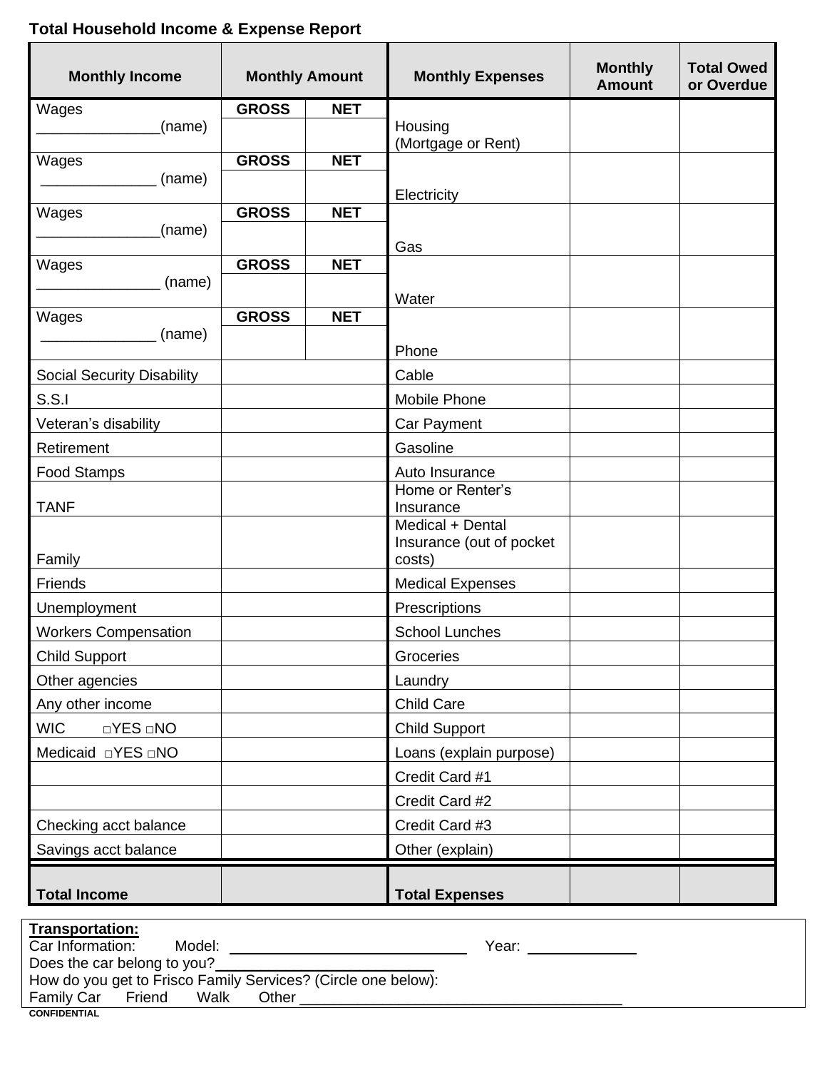**Total Household Income & Expense Report**

| Monthly Income | Monthly Amount | | Monthly Expenses | Monthly Amount | Total Owed or Overdue |
|---|---|---|---|---|---|
| Wages _______________(name) | GROSS | NET | Housing (Mortgage or Rent) | | |
| Wages ______________ (name) | GROSS | NET | Electricity | | |
| Wages _______________(name) | GROSS | NET | Gas | | |
| Wages _______________ (name) | GROSS | NET | Water | | |
| Wages ______________ (name) | GROSS | NET | Phone | | |
| Social Security Disability | | | Cable | | |
| S.S.I | | | Mobile Phone | | |
| Veteran's disability | | | Car Payment | | |
| Retirement | | | Gasoline | | |
| Food Stamps | | | Auto Insurance | | |
| TANF | | | Home or Renter's Insurance | | |
| Family | | | Medical + Dental Insurance (out of pocket costs) | | |
| Friends | | | Medical Expenses | | |
| Unemployment | | | Prescriptions | | |
| Workers Compensation | | | School Lunches | | |
| Child Support | | | Groceries | | |
| Other agencies | | | Laundry | | |
| Any other income | | | Child Care | | |
| WIC □YES □NO | | | Child Support | | |
| Medicaid □YES □NO | | | Loans (explain purpose) | | |
| | | | Credit Card #1 | | |
| | | | Credit Card #2 | | |
| Checking acct balance | | | Credit Card #3 | | |
| Savings acct balance | | | Other (explain) | | |
| **Total Income** | | | **Total Expenses** | | |

**Transportation:**

Car Information: Model: ____________________________ Year: ____________

Does the car belong to you?__________________________

How do you get to Frisco Family Services? (Circle one below):

Family Car Friend Walk Other ________________________________________

**CONFIDENTIAL**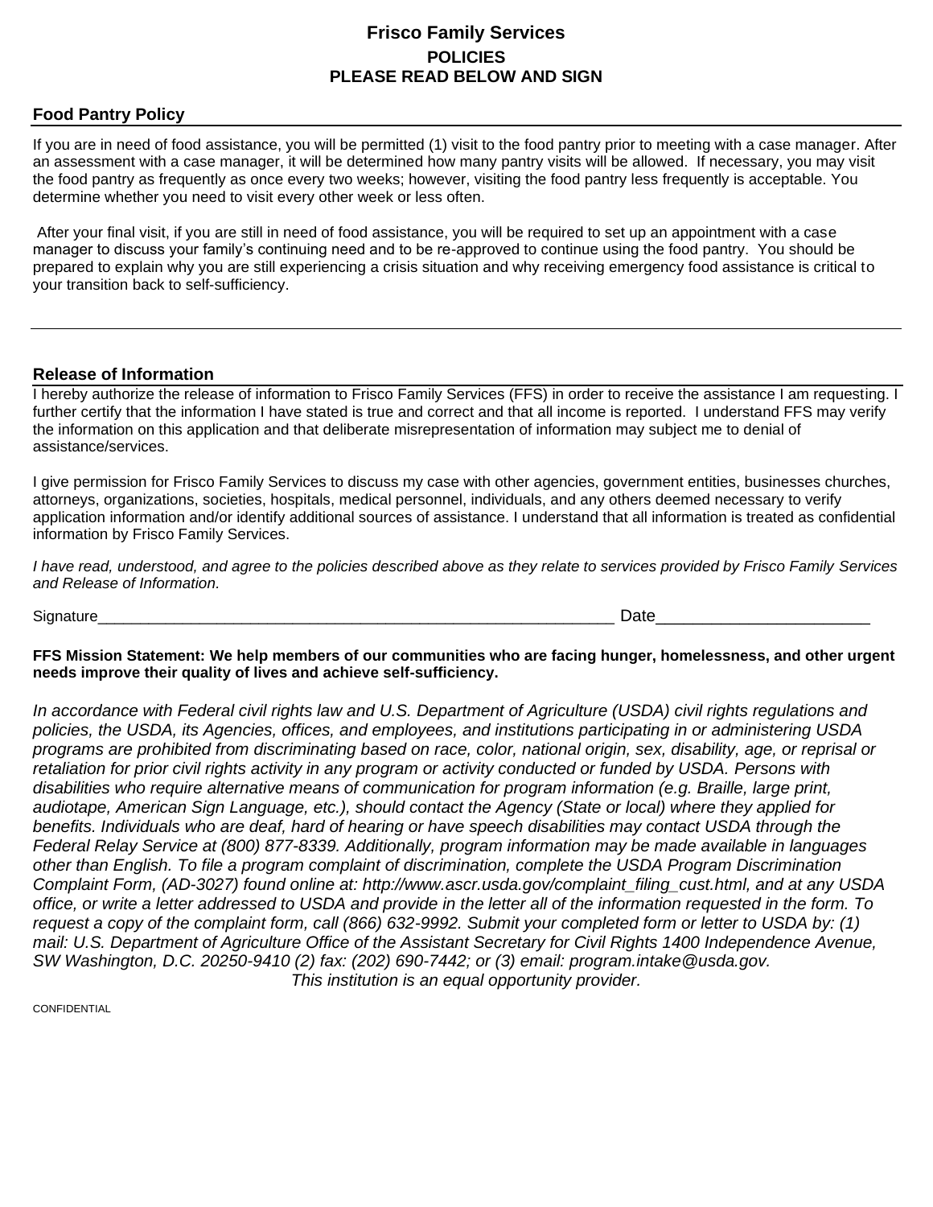# Frisco Family Services

## POLICIES

## PLEASE READ BELOW AND SIGN

### Food Pantry Policy

If you are in need of food assistance, you will be permitted (1) visit to the food pantry prior to meeting with a case manager. After an assessment with a case manager, it will be determined how many pantry visits will be allowed. If necessary, you may visit the food pantry as frequently as once every two weeks; however, visiting the food pantry less frequently is acceptable. You determine whether you need to visit every other week or less often.

After your final visit, if you are still in need of food assistance, you will be required to set up an appointment with a case manager to discuss your family's continuing need and to be re-approved to continue using the food pantry. You should be prepared to explain why you are still experiencing a crisis situation and why receiving emergency food assistance is critical to your transition back to self-sufficiency.

---

### Release of Information

I hereby authorize the release of information to Frisco Family Services (FFS) in order to receive the assistance I am requesting. I further certify that the information I have stated is true and correct and that all income is reported. I understand FFS may verify the information on this application and that deliberate misrepresentation of information may subject me to denial of assistance/services.

I give permission for Frisco Family Services to discuss my case with other agencies, government entities, businesses churches, attorneys, organizations, societies, hospitals, medical personnel, individuals, and any others deemed necessary to verify application information and/or identify additional sources of assistance. I understand that all information is treated as confidential information by Frisco Family Services.

*I have read, understood, and agree to the policies described above as they relate to services provided by Frisco Family Services and Release of Information.*

Signature_______________________________________________________________ Date_______________________

**FFS Mission Statement: We help members of our communities who are facing hunger, homelessness, and other urgent needs improve their quality of lives and achieve self-sufficiency.**

*In accordance with Federal civil rights law and U.S. Department of Agriculture (USDA) civil rights regulations and policies, the USDA, its Agencies, offices, and employees, and institutions participating in or administering USDA programs are prohibited from discriminating based on race, color, national origin, sex, disability, age, or reprisal or retaliation for prior civil rights activity in any program or activity conducted or funded by USDA. Persons with disabilities who require alternative means of communication for program information (e.g. Braille, large print, audiotape, American Sign Language, etc.), should contact the Agency (State or local) where they applied for benefits. Individuals who are deaf, hard of hearing or have speech disabilities may contact USDA through the Federal Relay Service at (800) 877-8339. Additionally, program information may be made available in languages other than English. To file a program complaint of discrimination, complete the USDA Program Discrimination Complaint Form, (AD-3027) found online at: http://www.ascr.usda.gov/complaint_filing_cust.html, and at any USDA office, or write a letter addressed to USDA and provide in the letter all of the information requested in the form. To request a copy of the complaint form, call (866) 632-9992. Submit your completed form or letter to USDA by: (1) mail: U.S. Department of Agriculture Office of the Assistant Secretary for Civil Rights 1400 Independence Avenue, SW Washington, D.C. 20250-9410 (2) fax: (202) 690-7442; or (3) email: program.intake@usda.gov.*

*This institution is an equal opportunity provider.*

CONFIDENTIAL